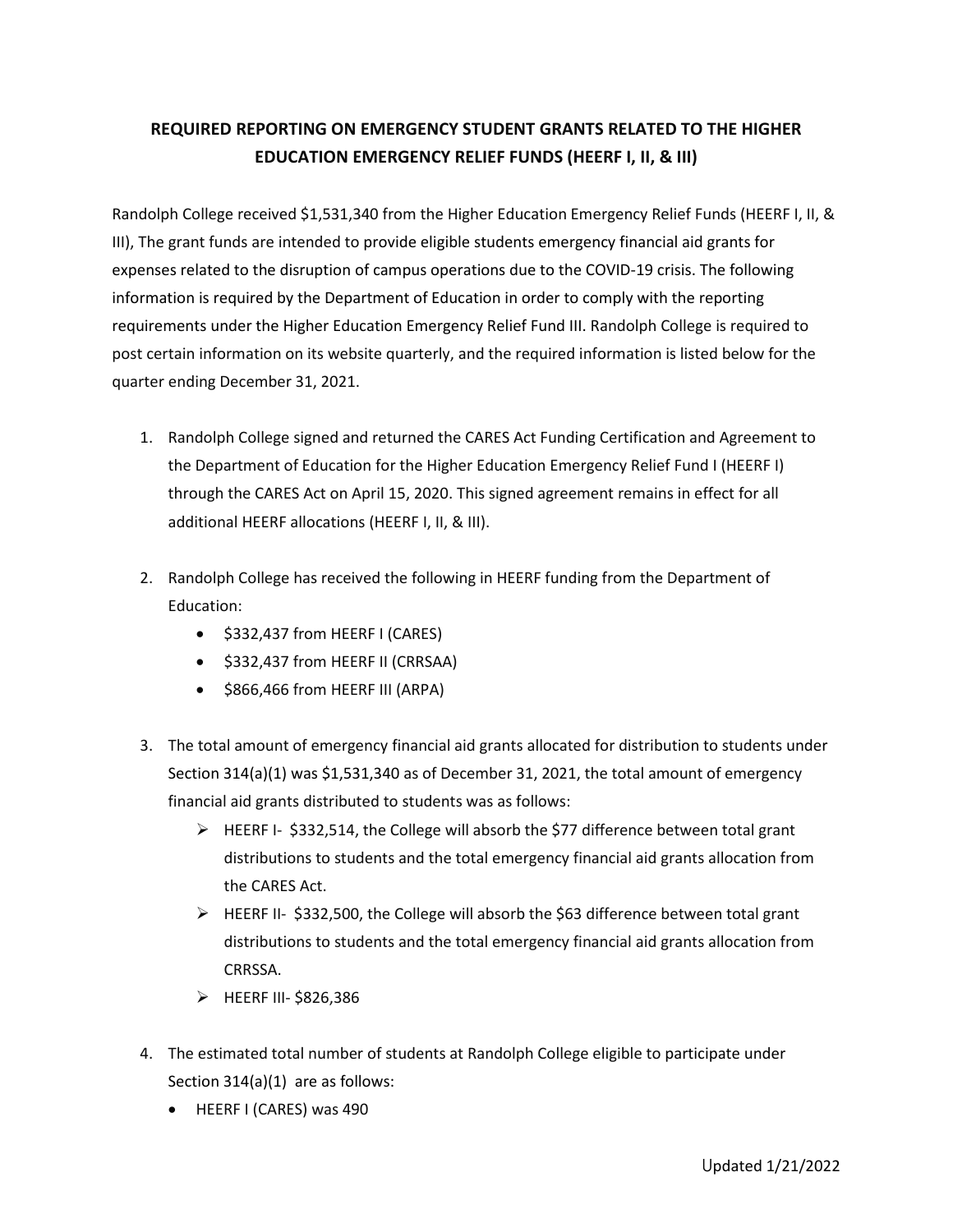# REQUIRED REPORTING ON EMERGENCY STUDENT GRANTS RELATED TO THE HIGHER EDUCATION EMERGENCY RELIEF FUNDS (HEERF I, II, & III)

Randolph College received $1,531,340 from the Higher Education Emergency Relief Funds (HEERF I, II, & III), The grant funds are intended to provide eligible students emergency financial aid grants for expenses related to the disruption of campus operations due to the COVID-19 crisis. The following information is required by the Department of Education in order to comply with the reporting requirements under the Higher Education Emergency Relief Fund III. Randolph College is required to post certain information on its website quarterly, and the required information is listed below for the quarter ending December 31, 2021.

1. Randolph College signed and returned the CARES Act Funding Certification and Agreement to the Department of Education for the Higher Education Emergency Relief Fund I (HEERF I) through the CARES Act on April 15, 2020. This signed agreement remains in effect for all additional HEERF allocations (HEERF I, II, & III).

2. Randolph College has received the following in HEERF funding from the Department of Education:
   - $332,437 from HEERF I (CARES)
   - $332,437 from HEERF II (CRRSAA)
   - $866,466 from HEERF III (ARPA)

3. The total amount of emergency financial aid grants allocated for distribution to students under Section 314(a)(1) was $1,531,340 as of December 31, 2021, the total amount of emergency financial aid grants distributed to students was as follows:
   - HEERF I- $332,514, the College will absorb the $77 difference between total grant distributions to students and the total emergency financial aid grants allocation from the CARES Act.
   - HEERF II- $332,500, the College will absorb the $63 difference between total grant distributions to students and the total emergency financial aid grants allocation from CRRSSA.
   - HEERF III- $826,386

4. The estimated total number of students at Randolph College eligible to participate under Section 314(a)(1) are as follows:
   - HEERF I (CARES) was 490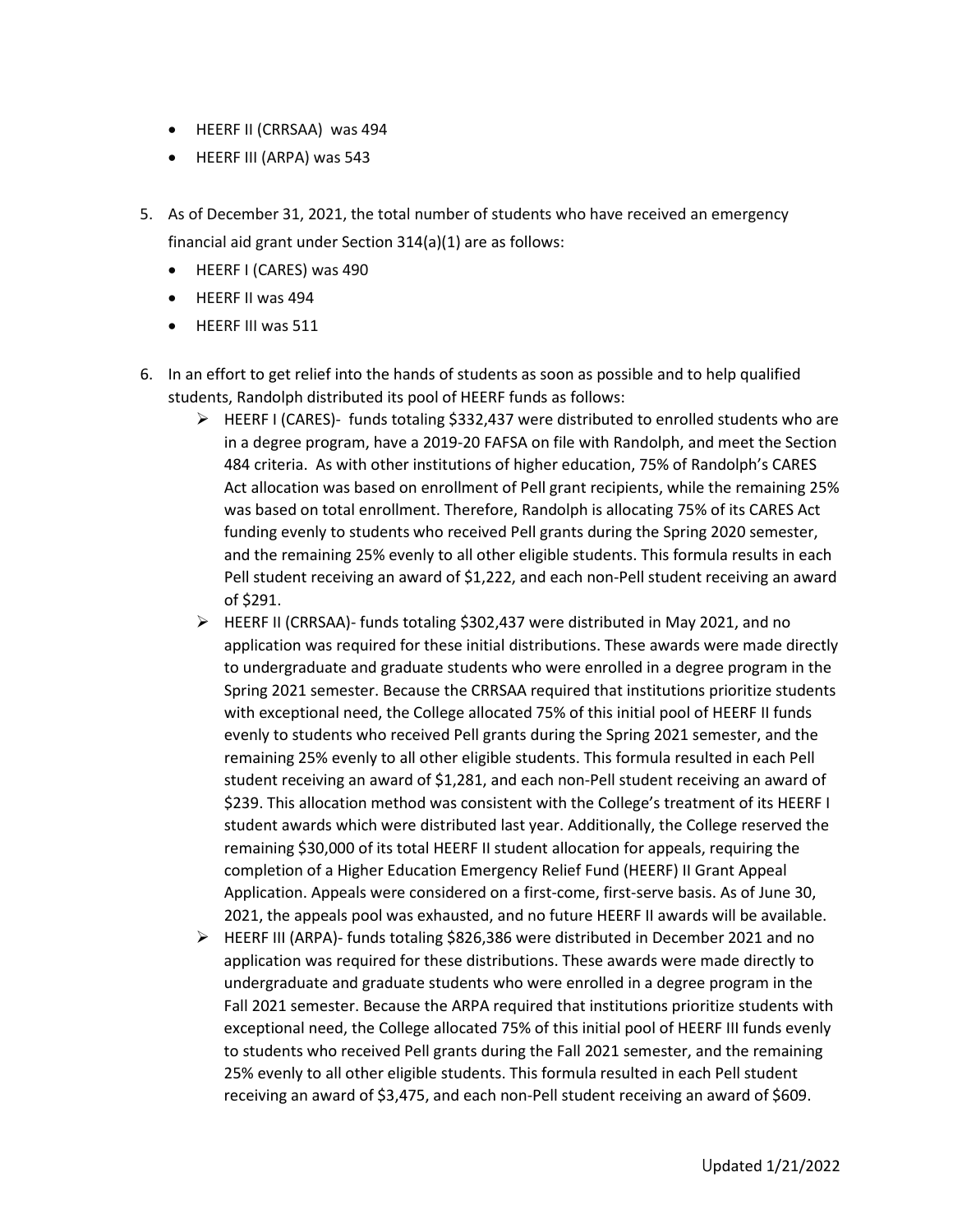- HEERF II (CRRSAA) was 494
- HEERF III (ARPA) was 543

5. As of December 31, 2021, the total number of students who have received an emergency financial aid grant under Section 314(a)(1) are as follows:
   - HEERF I (CARES) was 490
   - HEERF II was 494
   - HEERF III was 511

6. In an effort to get relief into the hands of students as soon as possible and to help qualified students, Randolph distributed its pool of HEERF funds as follows:
   - HEERF I (CARES)- funds totaling $332,437 were distributed to enrolled students who are in a degree program, have a 2019-20 FAFSA on file with Randolph, and meet the Section 484 criteria. As with other institutions of higher education, 75% of Randolph's CARES Act allocation was based on enrollment of Pell grant recipients, while the remaining 25% was based on total enrollment. Therefore, Randolph is allocating 75% of its CARES Act funding evenly to students who received Pell grants during the Spring 2020 semester, and the remaining 25% evenly to all other eligible students. This formula results in each Pell student receiving an award of $1,222, and each non-Pell student receiving an award of $291.
   - HEERF II (CRRSAA)- funds totaling $302,437 were distributed in May 2021, and no application was required for these initial distributions. These awards were made directly to undergraduate and graduate students who were enrolled in a degree program in the Spring 2021 semester. Because the CRRSAA required that institutions prioritize students with exceptional need, the College allocated 75% of this initial pool of HEERF II funds evenly to students who received Pell grants during the Spring 2021 semester, and the remaining 25% evenly to all other eligible students. This formula resulted in each Pell student receiving an award of $1,281, and each non-Pell student receiving an award of $239. This allocation method was consistent with the College's treatment of its HEERF I student awards which were distributed last year. Additionally, the College reserved the remaining $30,000 of its total HEERF II student allocation for appeals, requiring the completion of a Higher Education Emergency Relief Fund (HEERF) II Grant Appeal Application. Appeals were considered on a first-come, first-serve basis. As of June 30, 2021, the appeals pool was exhausted, and no future HEERF II awards will be available.
   - HEERF III (ARPA)- funds totaling $826,386 were distributed in December 2021 and no application was required for these distributions. These awards were made directly to undergraduate and graduate students who were enrolled in a degree program in the Fall 2021 semester. Because the ARPA required that institutions prioritize students with exceptional need, the College allocated 75% of this initial pool of HEERF III funds evenly to students who received Pell grants during the Fall 2021 semester, and the remaining 25% evenly to all other eligible students. This formula resulted in each Pell student receiving an award of $3,475, and each non-Pell student receiving an award of $609.

Updated 1/21/2022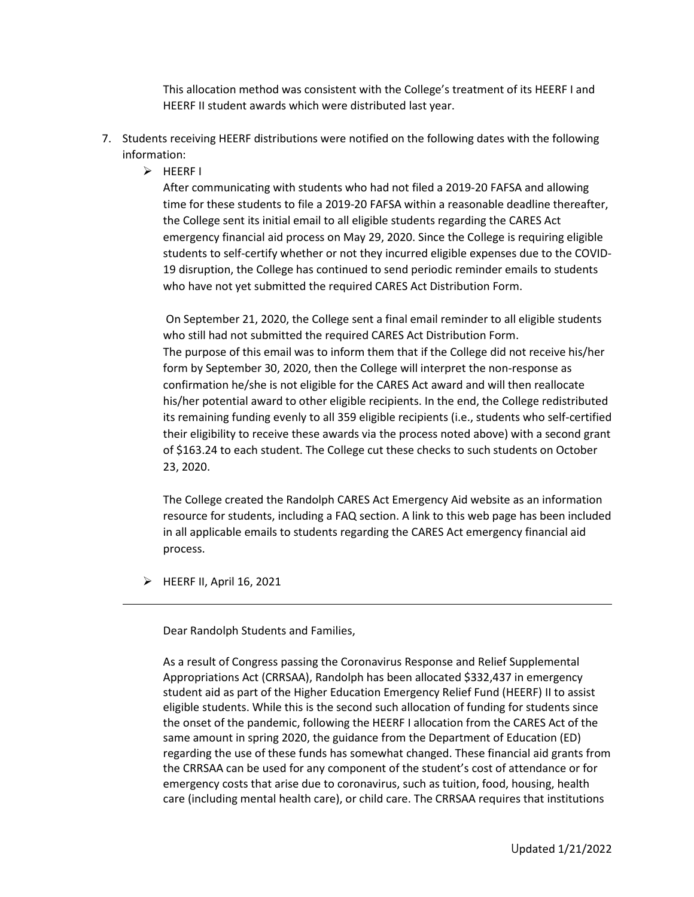This allocation method was consistent with the College's treatment of its HEERF I and HEERF II student awards which were distributed last year.

7. Students receiving HEERF distributions were notified on the following dates with the following information:
   - HEERF I

     After communicating with students who had not filed a 2019-20 FAFSA and allowing time for these students to file a 2019-20 FAFSA within a reasonable deadline thereafter, the College sent its initial email to all eligible students regarding the CARES Act emergency financial aid process on May 29, 2020. Since the College is requiring eligible students to self-certify whether or not they incurred eligible expenses due to the COVID-19 disruption, the College has continued to send periodic reminder emails to students who have not yet submitted the required CARES Act Distribution Form.

     On September 21, 2020, the College sent a final email reminder to all eligible students who still had not submitted the required CARES Act Distribution Form. The purpose of this email was to inform them that if the College did not receive his/her form by September 30, 2020, then the College will interpret the non-response as confirmation he/she is not eligible for the CARES Act award and will then reallocate his/her potential award to other eligible recipients. In the end, the College redistributed its remaining funding evenly to all 359 eligible recipients (i.e., students who self-certified their eligibility to receive these awards via the process noted above) with a second grant of $163.24 to each student. The College cut these checks to such students on October 23, 2020.

     The College created the Randolph CARES Act Emergency Aid website as an information resource for students, including a FAQ section. A link to this web page has been included in all applicable emails to students regarding the CARES Act emergency financial aid process.

   - HEERF II, April 16, 2021

---

Dear Randolph Students and Families,

As a result of Congress passing the Coronavirus Response and Relief Supplemental Appropriations Act (CRRSAA), Randolph has been allocated $332,437 in emergency student aid as part of the Higher Education Emergency Relief Fund (HEERF) II to assist eligible students. While this is the second such allocation of funding for students since the onset of the pandemic, following the HEERF I allocation from the CARES Act of the same amount in spring 2020, the guidance from the Department of Education (ED) regarding the use of these funds has somewhat changed. These financial aid grants from the CRRSAA can be used for any component of the student's cost of attendance or for emergency costs that arise due to coronavirus, such as tuition, food, housing, health care (including mental health care), or child care. The CRRSAA requires that institutions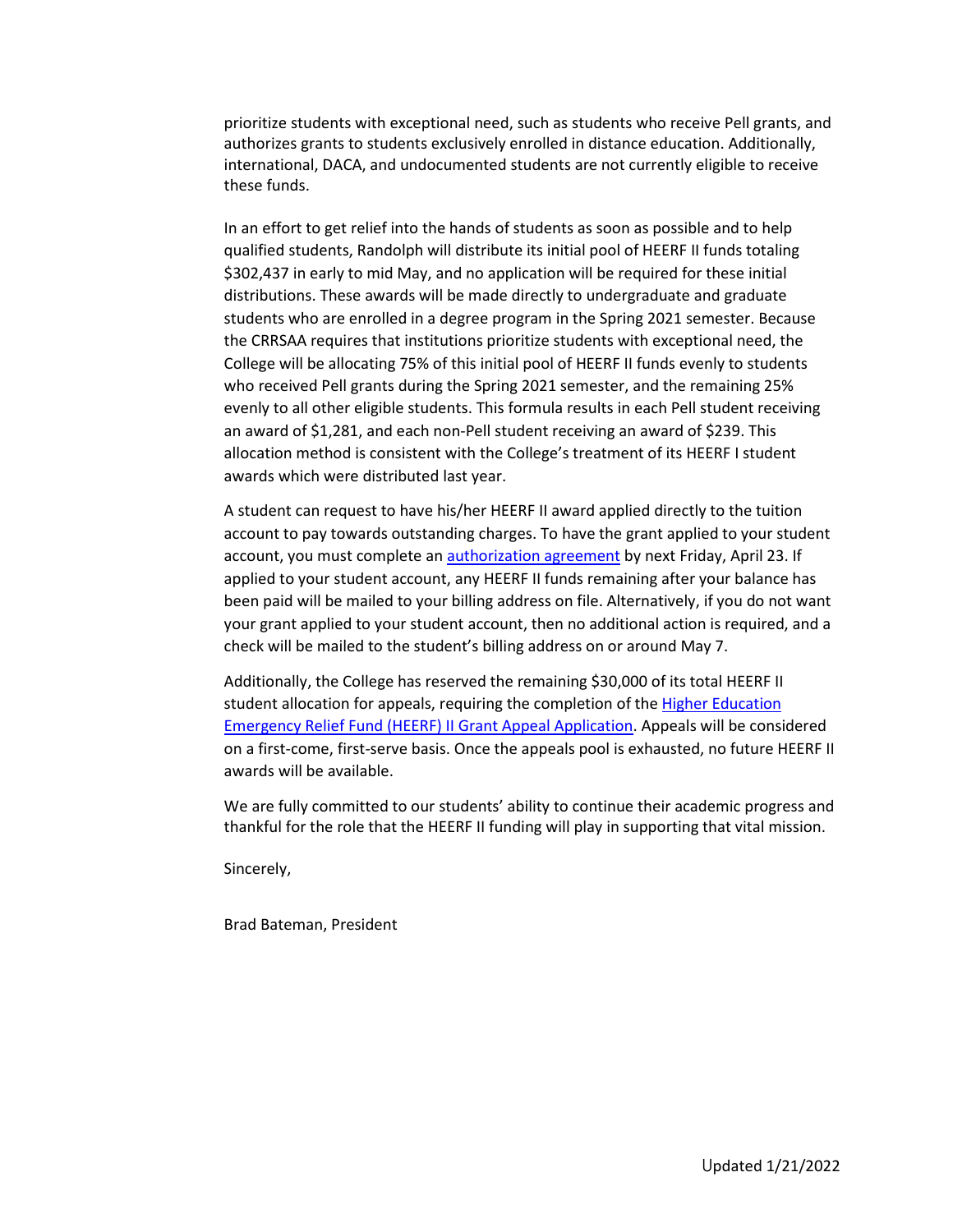prioritize students with exceptional need, such as students who receive Pell grants, and authorizes grants to students exclusively enrolled in distance education. Additionally, international, DACA, and undocumented students are not currently eligible to receive these funds.

In an effort to get relief into the hands of students as soon as possible and to help qualified students, Randolph will distribute its initial pool of HEERF II funds totaling $302,437 in early to mid May, and no application will be required for these initial distributions. These awards will be made directly to undergraduate and graduate students who are enrolled in a degree program in the Spring 2021 semester. Because the CRRSAA requires that institutions prioritize students with exceptional need, the College will be allocating 75% of this initial pool of HEERF II funds evenly to students who received Pell grants during the Spring 2021 semester, and the remaining 25% evenly to all other eligible students. This formula results in each Pell student receiving an award of $1,281, and each non-Pell student receiving an award of $239. This allocation method is consistent with the College's treatment of its HEERF I student awards which were distributed last year.

A student can request to have his/her HEERF II award applied directly to the tuition account to pay towards outstanding charges. To have the grant applied to your student account, you must complete an authorization agreement by next Friday, April 23. If applied to your student account, any HEERF II funds remaining after your balance has been paid will be mailed to your billing address on file. Alternatively, if you do not want your grant applied to your student account, then no additional action is required, and a check will be mailed to the student's billing address on or around May 7.

Additionally, the College has reserved the remaining $30,000 of its total HEERF II student allocation for appeals, requiring the completion of the Higher Education Emergency Relief Fund (HEERF) II Grant Appeal Application. Appeals will be considered on a first-come, first-serve basis. Once the appeals pool is exhausted, no future HEERF II awards will be available.

We are fully committed to our students' ability to continue their academic progress and thankful for the role that the HEERF II funding will play in supporting that vital mission.

Sincerely,

Brad Bateman, President

Updated 1/21/2022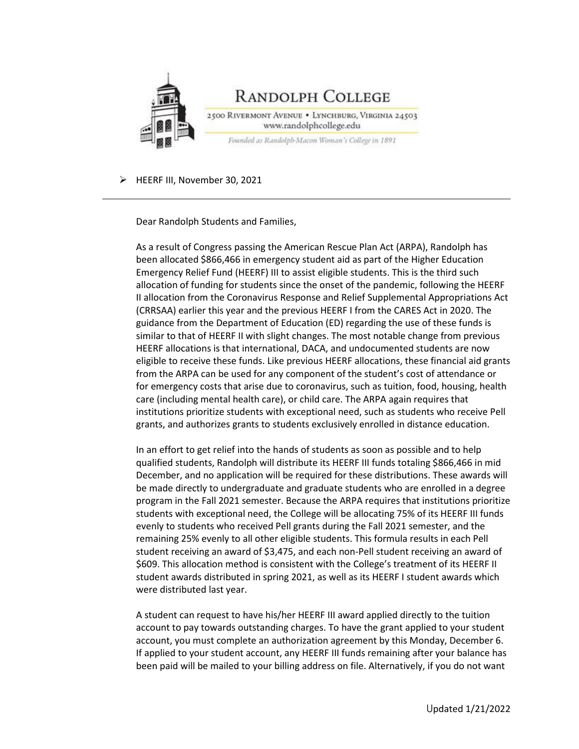# Randolph College

2500 Rivermont Avenue • Lynchburg, Virginia 24503
www.randolphcollege.edu

*Founded as Randolph-Macon Woman's College in 1891*

- HEERF III, November 30, 2021

---

Dear Randolph Students and Families,

As a result of Congress passing the American Rescue Plan Act (ARPA), Randolph has been allocated $866,466 in emergency student aid as part of the Higher Education Emergency Relief Fund (HEERF) III to assist eligible students. This is the third such allocation of funding for students since the onset of the pandemic, following the HEERF II allocation from the Coronavirus Response and Relief Supplemental Appropriations Act (CRRSAA) earlier this year and the previous HEERF I from the CARES Act in 2020. The guidance from the Department of Education (ED) regarding the use of these funds is similar to that of HEERF II with slight changes. The most notable change from previous HEERF allocations is that international, DACA, and undocumented students are now eligible to receive these funds. Like previous HEERF allocations, these financial aid grants from the ARPA can be used for any component of the student's cost of attendance or for emergency costs that arise due to coronavirus, such as tuition, food, housing, health care (including mental health care), or child care. The ARPA again requires that institutions prioritize students with exceptional need, such as students who receive Pell grants, and authorizes grants to students exclusively enrolled in distance education.

In an effort to get relief into the hands of students as soon as possible and to help qualified students, Randolph will distribute its HEERF III funds totaling $866,466 in mid December, and no application will be required for these distributions. These awards will be made directly to undergraduate and graduate students who are enrolled in a degree program in the Fall 2021 semester. Because the ARPA requires that institutions prioritize students with exceptional need, the College will be allocating 75% of its HEERF III funds evenly to students who received Pell grants during the Fall 2021 semester, and the remaining 25% evenly to all other eligible students. This formula results in each Pell student receiving an award of $3,475, and each non-Pell student receiving an award of $609. This allocation method is consistent with the College's treatment of its HEERF II student awards distributed in spring 2021, as well as its HEERF I student awards which were distributed last year.

A student can request to have his/her HEERF III award applied directly to the tuition account to pay towards outstanding charges. To have the grant applied to your student account, you must complete an authorization agreement by this Monday, December 6. If applied to your student account, any HEERF III funds remaining after your balance has been paid will be mailed to your billing address on file. Alternatively, if you do not want

Updated 1/21/2022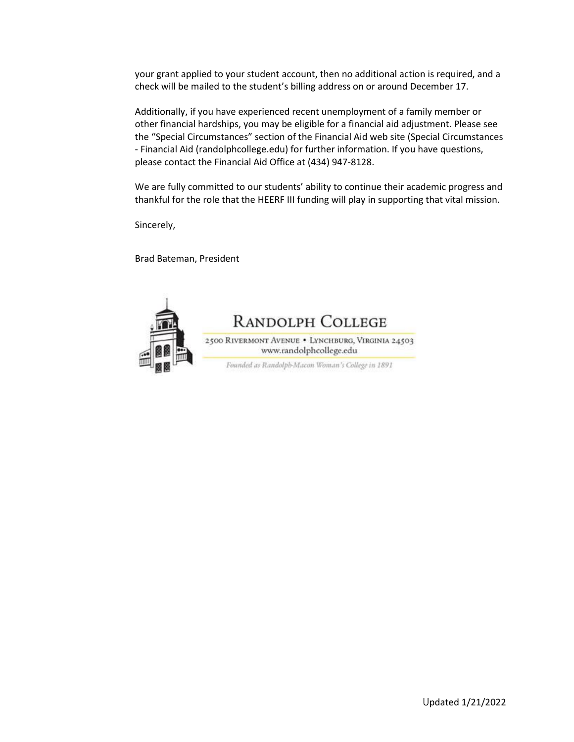your grant applied to your student account, then no additional action is required, and a check will be mailed to the student's billing address on or around December 17.

Additionally, if you have experienced recent unemployment of a family member or other financial hardships, you may be eligible for a financial aid adjustment. Please see the "Special Circumstances" section of the Financial Aid web site (Special Circumstances - Financial Aid (randolphcollege.edu) for further information. If you have questions, please contact the Financial Aid Office at (434) 947-8128.

We are fully committed to our students' ability to continue their academic progress and thankful for the role that the HEERF III funding will play in supporting that vital mission.

Sincerely,

Brad Bateman, President

RANDOLPH COLLEGE

2500 RIVERMONT AVENUE • LYNCHBURG, VIRGINIA 24503

www.randolphcollege.edu

*Founded as Randolph-Macon Woman's College in 1891*

Updated 1/21/2022